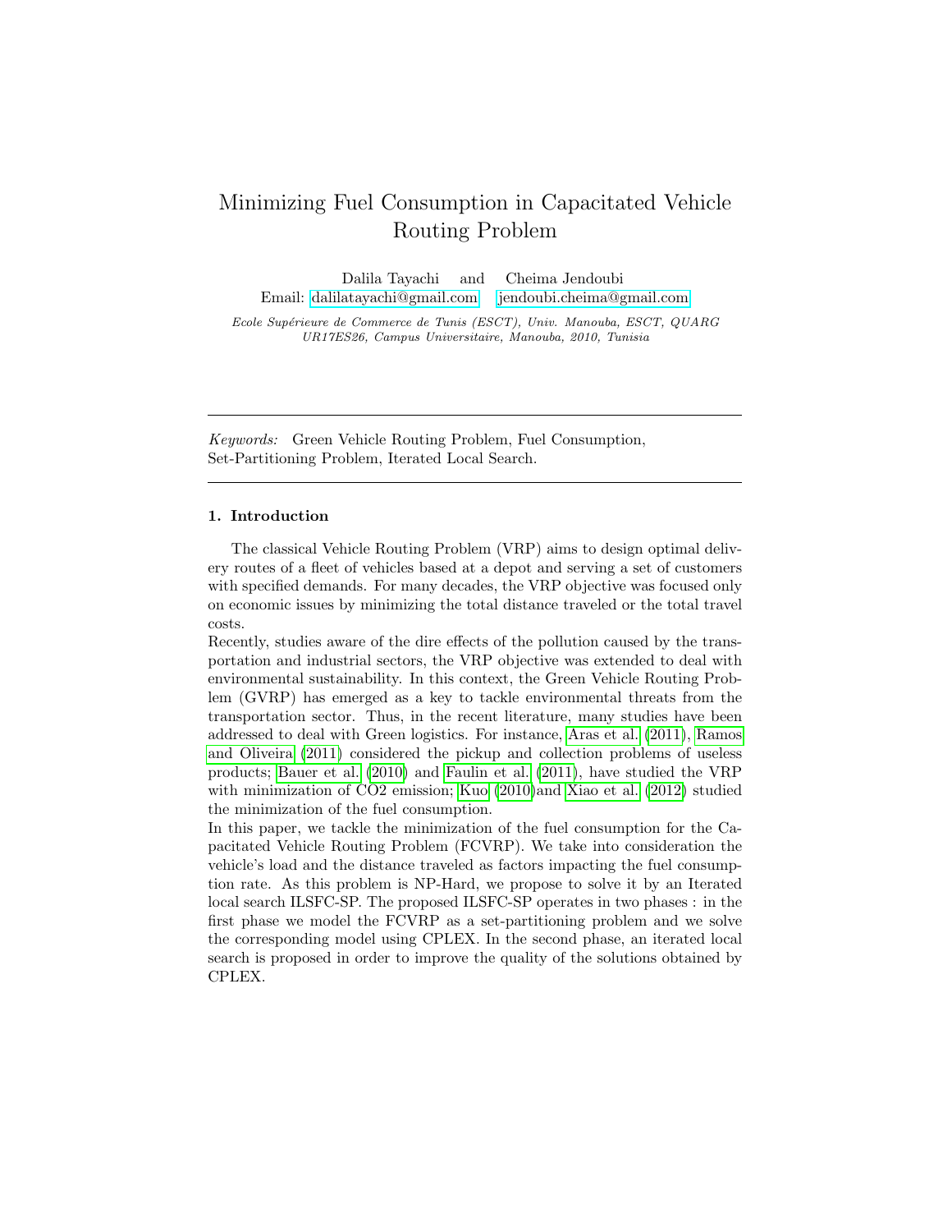# Minimizing Fuel Consumption in Capacitated Vehicle Routing Problem

Dalila Tayachi and Cheima Jendoubi
Email: dalilatayachi@gmail.com jendoubi.cheima@gmail.com

*Ecole Supérieure de Commerce de Tunis (ESCT), Univ. Manouba, ESCT, QUARG UR17ES26, Campus Universitaire, Manouba, 2010, Tunisia*

---

*Keywords:* Green Vehicle Routing Problem, Fuel Consumption, Set-Partitioning Problem, Iterated Local Search.

---

## 1. Introduction

The classical Vehicle Routing Problem (VRP) aims to design optimal delivery routes of a fleet of vehicles based at a depot and serving a set of customers with specified demands. For many decades, the VRP objective was focused only on economic issues by minimizing the total distance traveled or the total travel costs.

Recently, studies aware of the dire effects of the pollution caused by the transportation and industrial sectors, the VRP objective was extended to deal with environmental sustainability. In this context, the Green Vehicle Routing Problem (GVRP) has emerged as a key to tackle environmental threats from the transportation sector. Thus, in the recent literature, many studies have been addressed to deal with Green logistics. For instance, Aras et al. (2011), Ramos and Oliveira (2011) considered the pickup and collection problems of useless products; Bauer et al. (2010) and Faulin et al. (2011), have studied the VRP with minimization of CO2 emission; Kuo (2010)and Xiao et al. (2012) studied the minimization of the fuel consumption.

In this paper, we tackle the minimization of the fuel consumption for the Capacitated Vehicle Routing Problem (FCVRP). We take into consideration the vehicle's load and the distance traveled as factors impacting the fuel consumption rate. As this problem is NP-Hard, we propose to solve it by an Iterated local search ILSFC-SP. The proposed ILSFC-SP operates in two phases : in the first phase we model the FCVRP as a set-partitioning problem and we solve the corresponding model using CPLEX. In the second phase, an iterated local search is proposed in order to improve the quality of the solutions obtained by CPLEX.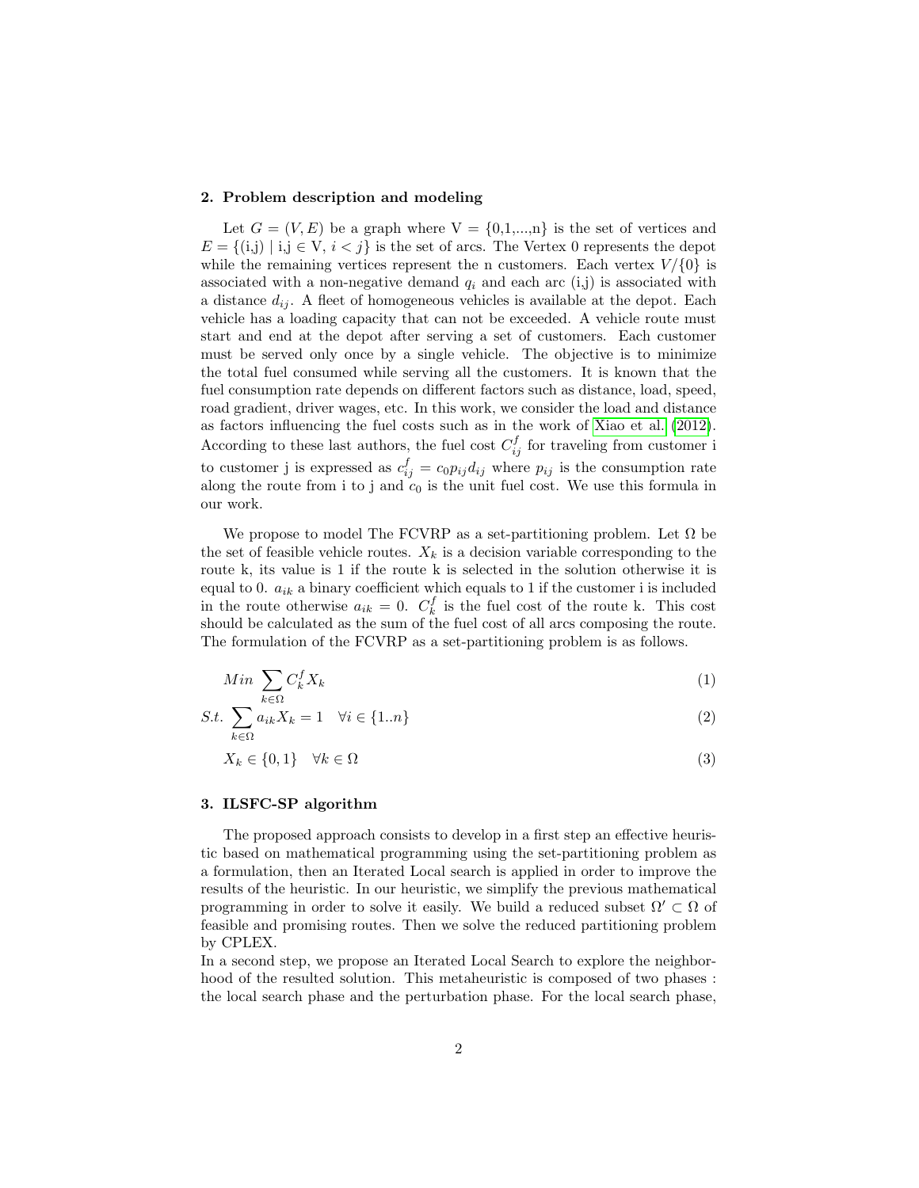## 2. Problem description and modeling

Let $G = (V, E)$ be a graph where V = {0,1,...,n} is the set of vertices and $E = \{(i,j) \mid i,j \in V, i < j\}$ is the set of arcs. The Vertex 0 represents the depot while the remaining vertices represent the n customers. Each vertex $V/\{0\}$ is associated with a non-negative demand $q_i$ and each arc (i,j) is associated with a distance $d_{ij}$. A fleet of homogeneous vehicles is available at the depot. Each vehicle has a loading capacity that can not be exceeded. A vehicle route must start and end at the depot after serving a set of customers. Each customer must be served only once by a single vehicle. The objective is to minimize the total fuel consumed while serving all the customers. It is known that the fuel consumption rate depends on different factors such as distance, load, speed, road gradient, driver wages, etc. In this work, we consider the load and distance as factors influencing the fuel costs such as in the work of Xiao et al. (2012). According to these last authors, the fuel cost $C_{ij}^f$ for traveling from customer i to customer j is expressed as $c_{ij}^f = c_0 p_{ij} d_{ij}$ where $p_{ij}$ is the consumption rate along the route from i to j and $c_0$ is the unit fuel cost. We use this formula in our work.

We propose to model The FCVRP as a set-partitioning problem. Let $\Omega$ be the set of feasible vehicle routes. $X_k$ is a decision variable corresponding to the route k, its value is 1 if the route k is selected in the solution otherwise it is equal to 0. $a_{ik}$ a binary coefficient which equals to 1 if the customer i is included in the route otherwise $a_{ik} = 0$. $C_k^f$ is the fuel cost of the route k. This cost should be calculated as the sum of the fuel cost of all arcs composing the route. The formulation of the FCVRP as a set-partitioning problem is as follows.

$$Min \sum_{k \in \Omega} C_k^f X_k \tag{1}$$

$$S.t. \sum_{k \in \Omega} a_{ik} X_k = 1 \quad \forall i \in \{1..n\} \tag{2}$$

$$X_k \in \{0, 1\} \quad \forall k \in \Omega \tag{3}$$

## 3. ILSFC-SP algorithm

The proposed approach consists to develop in a first step an effective heuristic based on mathematical programming using the set-partitioning problem as a formulation, then an Iterated Local search is applied in order to improve the results of the heuristic. In our heuristic, we simplify the previous mathematical programming in order to solve it easily. We build a reduced subset $\Omega' \subset \Omega$ of feasible and promising routes. Then we solve the reduced partitioning problem by CPLEX.

In a second step, we propose an Iterated Local Search to explore the neighborhood of the resulted solution. This metaheuristic is composed of two phases : the local search phase and the perturbation phase. For the local search phase,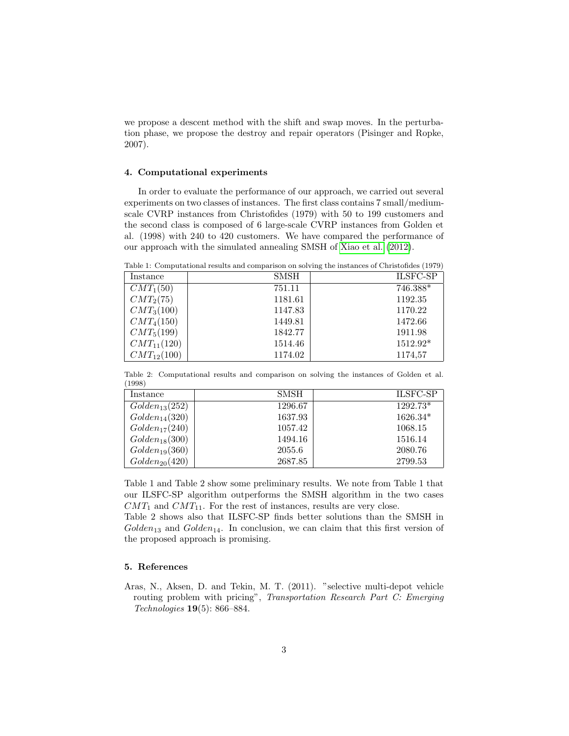we propose a descent method with the shift and swap moves. In the perturbation phase, we propose the destroy and repair operators (Pisinger and Ropke, 2007).

### 4. Computational experiments

In order to evaluate the performance of our approach, we carried out several experiments on two classes of instances. The first class contains 7 small/medium-scale CVRP instances from Christofides (1979) with 50 to 199 customers and the second class is composed of 6 large-scale CVRP instances from Golden et al. (1998) with 240 to 420 customers. We have compared the performance of our approach with the simulated annealing SMSH of Xiao et al. (2012).

Table 1: Computational results and comparison on solving the instances of Christofides (1979)

| Instance | SMSH | ILSFC-SP |
|---|---|---|
| $CMT_1(50)$ | 751.11 | 746.388* |
| $CMT_2(75)$ | 1181.61 | 1192.35 |
| $CMT_3(100)$ | 1147.83 | 1170.22 |
| $CMT_4(150)$ | 1449.81 | 1472.66 |
| $CMT_5(199)$ | 1842.77 | 1911.98 |
| $CMT_{11}(120)$ | 1514.46 | 1512.92* |
| $CMT_{12}(100)$ | 1174.02 | 1174,57 |

Table 2: Computational results and comparison on solving the instances of Golden et al. (1998)

| Instance | SMSH | ILSFC-SP |
|---|---|---|
| $Golden_{13}(252)$ | 1296.67 | 1292.73* |
| $Golden_{14}(320)$ | 1637.93 | 1626.34* |
| $Golden_{17}(240)$ | 1057.42 | 1068.15 |
| $Golden_{18}(300)$ | 1494.16 | 1516.14 |
| $Golden_{19}(360)$ | 2055.6 | 2080.76 |
| $Golden_{20}(420)$ | 2687.85 | 2799.53 |

Table 1 and Table 2 show some preliminary results. We note from Table 1 that our ILSFC-SP algorithm outperforms the SMSH algorithm in the two cases $CMT_1$ and $CMT_{11}$. For the rest of instances, results are very close.
Table 2 shows also that ILSFC-SP finds better solutions than the SMSH in $Golden_{13}$ and $Golden_{14}$. In conclusion, we can claim that this first version of the proposed approach is promising.

### 5. References

Aras, N., Aksen, D. and Tekin, M. T. (2011). "selective multi-depot vehicle routing problem with pricing", *Transportation Research Part C: Emerging Technologies* **19**(5): 866–884.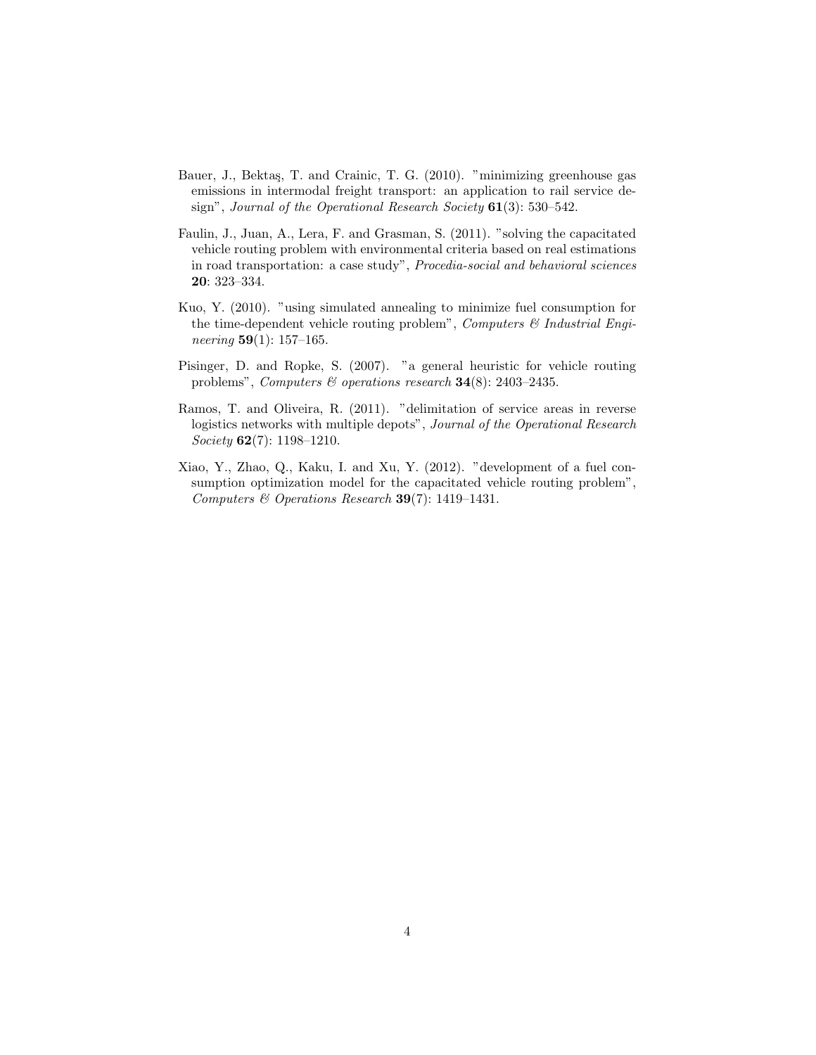Bauer, J., Bektaş, T. and Crainic, T. G. (2010). "minimizing greenhouse gas emissions in intermodal freight transport: an application to rail service design", *Journal of the Operational Research Society* **61**(3): 530–542.

Faulin, J., Juan, A., Lera, F. and Grasman, S. (2011). "solving the capacitated vehicle routing problem with environmental criteria based on real estimations in road transportation: a case study", *Procedia-social and behavioral sciences* **20**: 323–334.

Kuo, Y. (2010). "using simulated annealing to minimize fuel consumption for the time-dependent vehicle routing problem", *Computers & Industrial Engineering* **59**(1): 157–165.

Pisinger, D. and Ropke, S. (2007). "a general heuristic for vehicle routing problems", *Computers & operations research* **34**(8): 2403–2435.

Ramos, T. and Oliveira, R. (2011). "delimitation of service areas in reverse logistics networks with multiple depots", *Journal of the Operational Research Society* **62**(7): 1198–1210.

Xiao, Y., Zhao, Q., Kaku, I. and Xu, Y. (2012). "development of a fuel consumption optimization model for the capacitated vehicle routing problem", *Computers & Operations Research* **39**(7): 1419–1431.